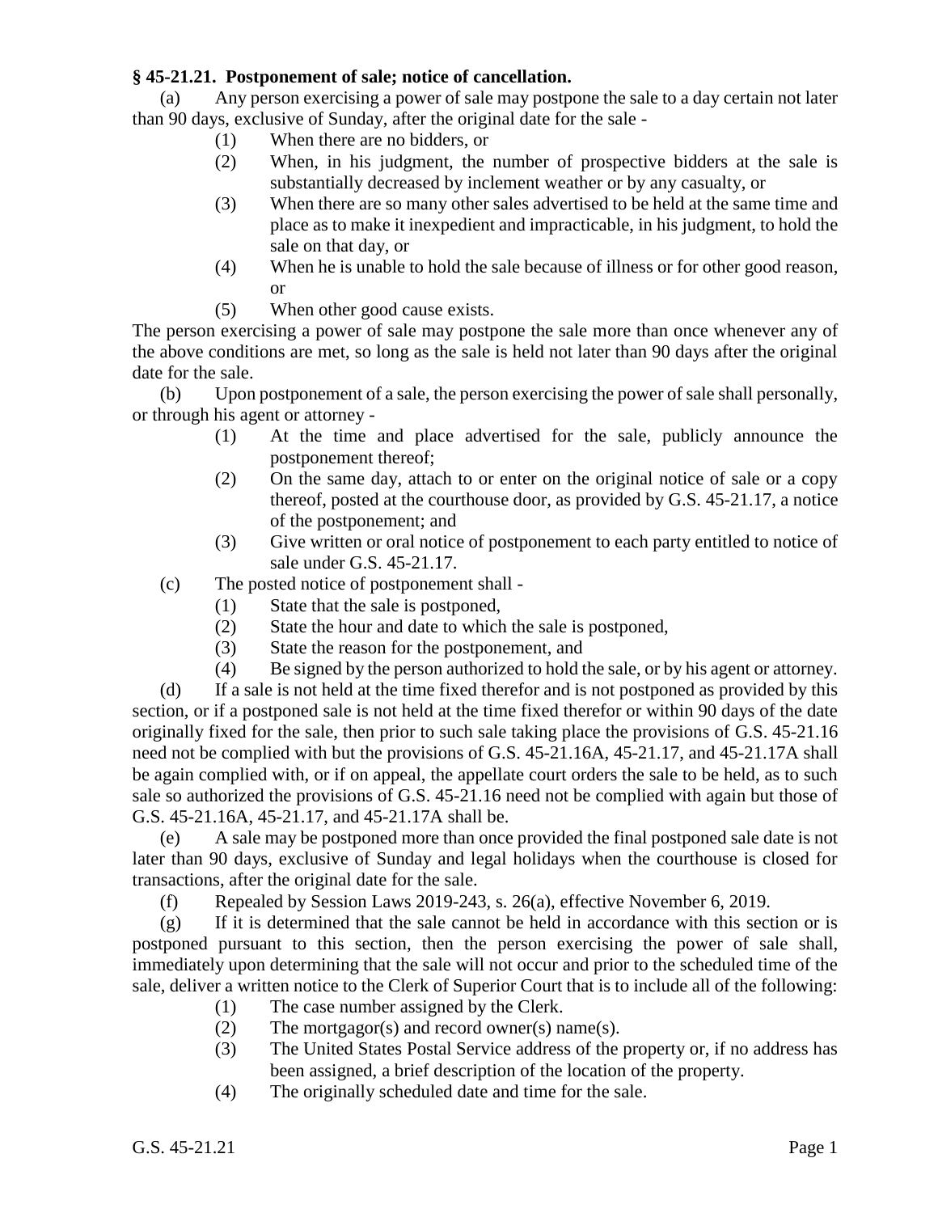**§ 45-21.21. Postponement of sale; notice of cancellation.**

(a) Any person exercising a power of sale may postpone the sale to a day certain not later than 90 days, exclusive of Sunday, after the original date for the sale -

- (1) When there are no bidders, or
- (2) When, in his judgment, the number of prospective bidders at the sale is substantially decreased by inclement weather or by any casualty, or
- (3) When there are so many other sales advertised to be held at the same time and place as to make it inexpedient and impracticable, in his judgment, to hold the sale on that day, or
- (4) When he is unable to hold the sale because of illness or for other good reason, or
- (5) When other good cause exists.

The person exercising a power of sale may postpone the sale more than once whenever any of the above conditions are met, so long as the sale is held not later than 90 days after the original date for the sale.

(b) Upon postponement of a sale, the person exercising the power of sale shall personally, or through his agent or attorney -

- (1) At the time and place advertised for the sale, publicly announce the postponement thereof;
- (2) On the same day, attach to or enter on the original notice of sale or a copy thereof, posted at the courthouse door, as provided by G.S. 45-21.17, a notice of the postponement; and
- (3) Give written or oral notice of postponement to each party entitled to notice of sale under G.S. 45-21.17.

(c) The posted notice of postponement shall -

- (1) State that the sale is postponed,
- (2) State the hour and date to which the sale is postponed,
- (3) State the reason for the postponement, and
- (4) Be signed by the person authorized to hold the sale, or by his agent or attorney.

(d) If a sale is not held at the time fixed therefor and is not postponed as provided by this section, or if a postponed sale is not held at the time fixed therefor or within 90 days of the date originally fixed for the sale, then prior to such sale taking place the provisions of G.S. 45-21.16 need not be complied with but the provisions of G.S. 45-21.16A, 45-21.17, and 45-21.17A shall be again complied with, or if on appeal, the appellate court orders the sale to be held, as to such sale so authorized the provisions of G.S. 45-21.16 need not be complied with again but those of G.S. 45-21.16A, 45-21.17, and 45-21.17A shall be.

(e) A sale may be postponed more than once provided the final postponed sale date is not later than 90 days, exclusive of Sunday and legal holidays when the courthouse is closed for transactions, after the original date for the sale.

(f) Repealed by Session Laws 2019-243, s. 26(a), effective November 6, 2019.

(g) If it is determined that the sale cannot be held in accordance with this section or is postponed pursuant to this section, then the person exercising the power of sale shall, immediately upon determining that the sale will not occur and prior to the scheduled time of the sale, deliver a written notice to the Clerk of Superior Court that is to include all of the following:

- (1) The case number assigned by the Clerk.
- (2) The mortgagor(s) and record owner(s) name(s).
- (3) The United States Postal Service address of the property or, if no address has been assigned, a brief description of the location of the property.
- (4) The originally scheduled date and time for the sale.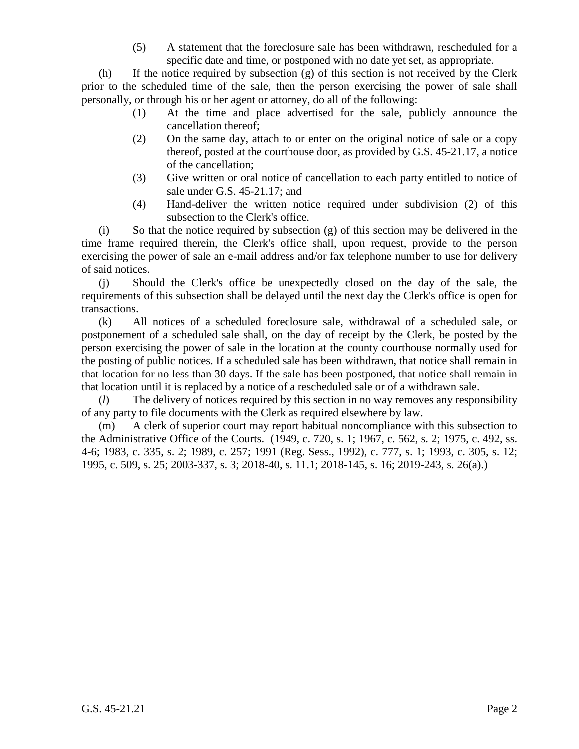(5) A statement that the foreclosure sale has been withdrawn, rescheduled for a specific date and time, or postponed with no date yet set, as appropriate.

(h) If the notice required by subsection (g) of this section is not received by the Clerk prior to the scheduled time of the sale, then the person exercising the power of sale shall personally, or through his or her agent or attorney, do all of the following:

(1) At the time and place advertised for the sale, publicly announce the cancellation thereof;

(2) On the same day, attach to or enter on the original notice of sale or a copy thereof, posted at the courthouse door, as provided by G.S. 45-21.17, a notice of the cancellation;

(3) Give written or oral notice of cancellation to each party entitled to notice of sale under G.S. 45-21.17; and

(4) Hand-deliver the written notice required under subdivision (2) of this subsection to the Clerk's office.

(i) So that the notice required by subsection (g) of this section may be delivered in the time frame required therein, the Clerk's office shall, upon request, provide to the person exercising the power of sale an e-mail address and/or fax telephone number to use for delivery of said notices.

(j) Should the Clerk's office be unexpectedly closed on the day of the sale, the requirements of this subsection shall be delayed until the next day the Clerk's office is open for transactions.

(k) All notices of a scheduled foreclosure sale, withdrawal of a scheduled sale, or postponement of a scheduled sale shall, on the day of receipt by the Clerk, be posted by the person exercising the power of sale in the location at the county courthouse normally used for the posting of public notices. If a scheduled sale has been withdrawn, that notice shall remain in that location for no less than 30 days. If the sale has been postponed, that notice shall remain in that location until it is replaced by a notice of a rescheduled sale or of a withdrawn sale.

(*l*) The delivery of notices required by this section in no way removes any responsibility of any party to file documents with the Clerk as required elsewhere by law.

(m) A clerk of superior court may report habitual noncompliance with this subsection to the Administrative Office of the Courts. (1949, c. 720, s. 1; 1967, c. 562, s. 2; 1975, c. 492, ss. 4-6; 1983, c. 335, s. 2; 1989, c. 257; 1991 (Reg. Sess., 1992), c. 777, s. 1; 1993, c. 305, s. 12; 1995, c. 509, s. 25; 2003-337, s. 3; 2018-40, s. 11.1; 2018-145, s. 16; 2019-243, s. 26(a).)